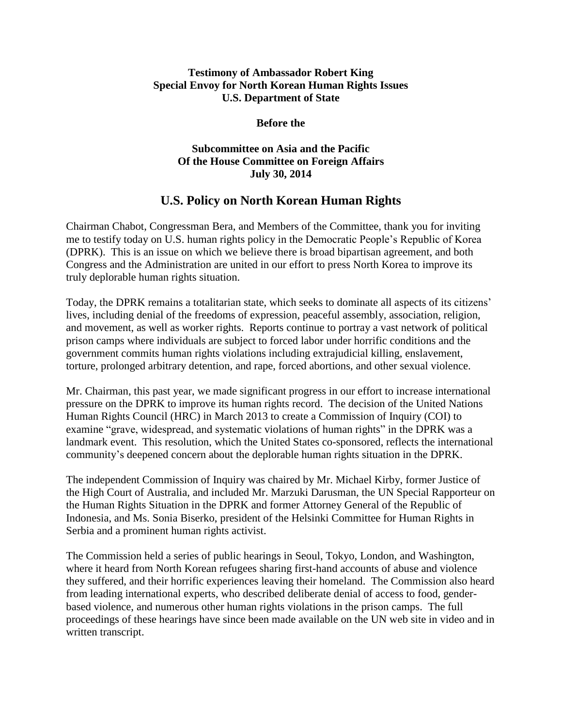**Testimony of Ambassador Robert King**
**Special Envoy for North Korean Human Rights Issues**
**U.S. Department of State**

**Before the**

**Subcommittee on Asia and the Pacific**
**Of the House Committee on Foreign Affairs**
**July 30, 2014**

## U.S. Policy on North Korean Human Rights

Chairman Chabot, Congressman Bera, and Members of the Committee, thank you for inviting me to testify today on U.S. human rights policy in the Democratic People's Republic of Korea (DPRK). This is an issue on which we believe there is broad bipartisan agreement, and both Congress and the Administration are united in our effort to press North Korea to improve its truly deplorable human rights situation.

Today, the DPRK remains a totalitarian state, which seeks to dominate all aspects of its citizens' lives, including denial of the freedoms of expression, peaceful assembly, association, religion, and movement, as well as worker rights. Reports continue to portray a vast network of political prison camps where individuals are subject to forced labor under horrific conditions and the government commits human rights violations including extrajudicial killing, enslavement, torture, prolonged arbitrary detention, and rape, forced abortions, and other sexual violence.

Mr. Chairman, this past year, we made significant progress in our effort to increase international pressure on the DPRK to improve its human rights record. The decision of the United Nations Human Rights Council (HRC) in March 2013 to create a Commission of Inquiry (COI) to examine "grave, widespread, and systematic violations of human rights" in the DPRK was a landmark event. This resolution, which the United States co-sponsored, reflects the international community's deepened concern about the deplorable human rights situation in the DPRK.

The independent Commission of Inquiry was chaired by Mr. Michael Kirby, former Justice of the High Court of Australia, and included Mr. Marzuki Darusman, the UN Special Rapporteur on the Human Rights Situation in the DPRK and former Attorney General of the Republic of Indonesia, and Ms. Sonia Biserko, president of the Helsinki Committee for Human Rights in Serbia and a prominent human rights activist.

The Commission held a series of public hearings in Seoul, Tokyo, London, and Washington, where it heard from North Korean refugees sharing first-hand accounts of abuse and violence they suffered, and their horrific experiences leaving their homeland. The Commission also heard from leading international experts, who described deliberate denial of access to food, gender-based violence, and numerous other human rights violations in the prison camps. The full proceedings of these hearings have since been made available on the UN web site in video and in written transcript.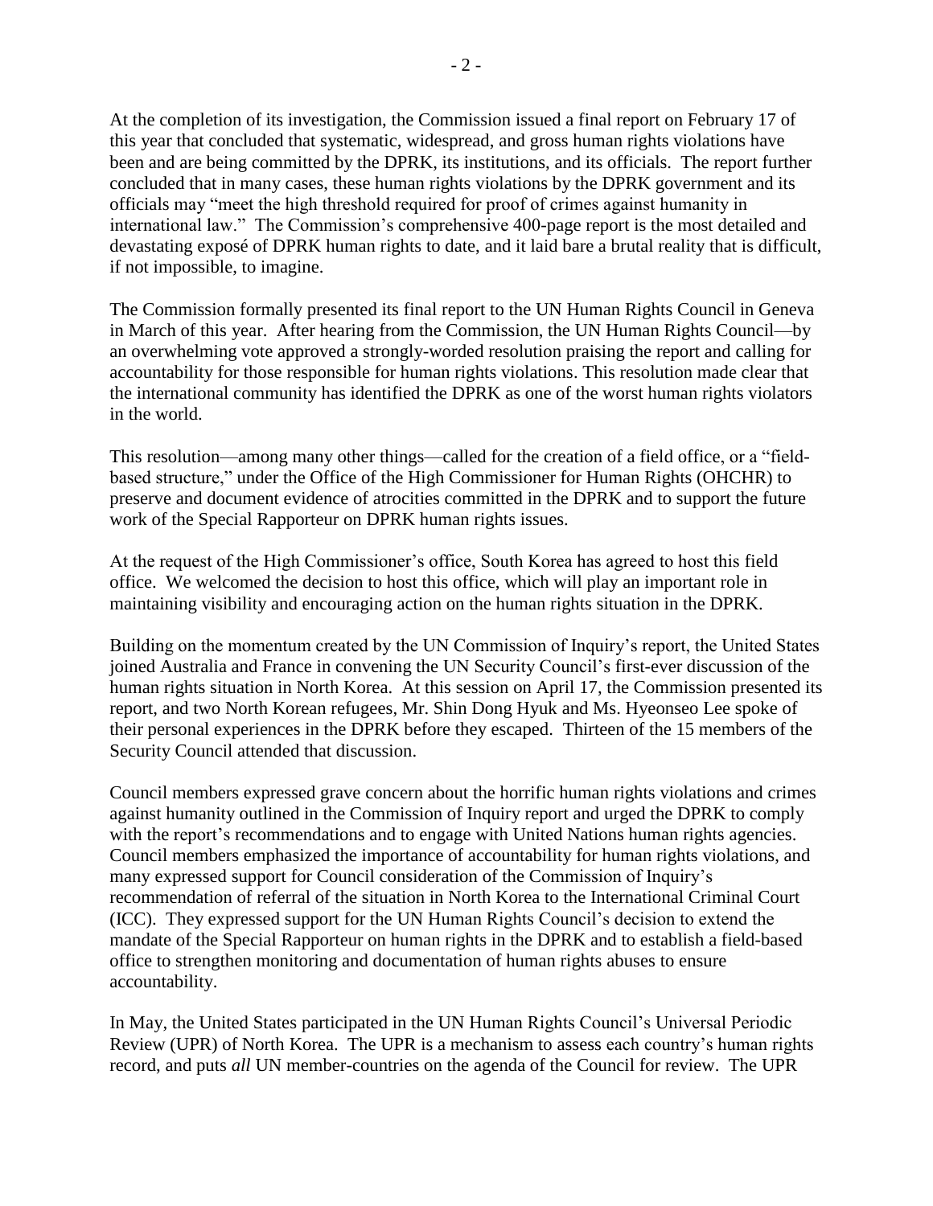At the completion of its investigation, the Commission issued a final report on February 17 of this year that concluded that systematic, widespread, and gross human rights violations have been and are being committed by the DPRK, its institutions, and its officials. The report further concluded that in many cases, these human rights violations by the DPRK government and its officials may "meet the high threshold required for proof of crimes against humanity in international law." The Commission's comprehensive 400-page report is the most detailed and devastating exposé of DPRK human rights to date, and it laid bare a brutal reality that is difficult, if not impossible, to imagine.

The Commission formally presented its final report to the UN Human Rights Council in Geneva in March of this year. After hearing from the Commission, the UN Human Rights Council—by an overwhelming vote approved a strongly-worded resolution praising the report and calling for accountability for those responsible for human rights violations. This resolution made clear that the international community has identified the DPRK as one of the worst human rights violators in the world.

This resolution—among many other things—called for the creation of a field office, or a "field-based structure," under the Office of the High Commissioner for Human Rights (OHCHR) to preserve and document evidence of atrocities committed in the DPRK and to support the future work of the Special Rapporteur on DPRK human rights issues.

At the request of the High Commissioner's office, South Korea has agreed to host this field office. We welcomed the decision to host this office, which will play an important role in maintaining visibility and encouraging action on the human rights situation in the DPRK.

Building on the momentum created by the UN Commission of Inquiry's report, the United States joined Australia and France in convening the UN Security Council's first-ever discussion of the human rights situation in North Korea. At this session on April 17, the Commission presented its report, and two North Korean refugees, Mr. Shin Dong Hyuk and Ms. Hyeonseo Lee spoke of their personal experiences in the DPRK before they escaped. Thirteen of the 15 members of the Security Council attended that discussion.

Council members expressed grave concern about the horrific human rights violations and crimes against humanity outlined in the Commission of Inquiry report and urged the DPRK to comply with the report's recommendations and to engage with United Nations human rights agencies. Council members emphasized the importance of accountability for human rights violations, and many expressed support for Council consideration of the Commission of Inquiry's recommendation of referral of the situation in North Korea to the International Criminal Court (ICC). They expressed support for the UN Human Rights Council's decision to extend the mandate of the Special Rapporteur on human rights in the DPRK and to establish a field-based office to strengthen monitoring and documentation of human rights abuses to ensure accountability.

In May, the United States participated in the UN Human Rights Council's Universal Periodic Review (UPR) of North Korea. The UPR is a mechanism to assess each country's human rights record, and puts *all* UN member-countries on the agenda of the Council for review. The UPR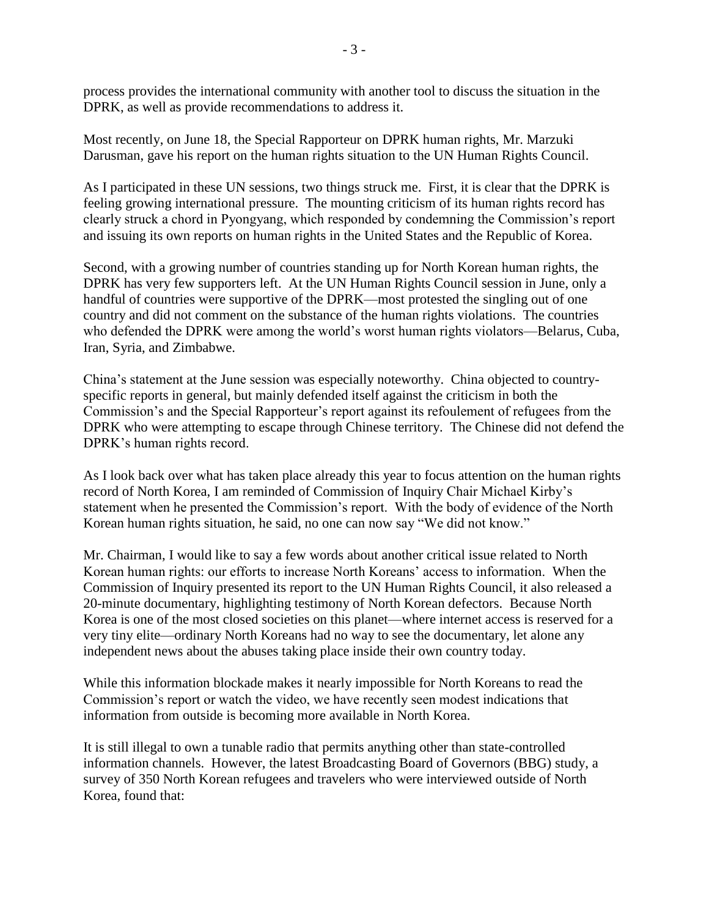process provides the international community with another tool to discuss the situation in the DPRK, as well as provide recommendations to address it.

Most recently, on June 18, the Special Rapporteur on DPRK human rights, Mr. Marzuki Darusman, gave his report on the human rights situation to the UN Human Rights Council.

As I participated in these UN sessions, two things struck me. First, it is clear that the DPRK is feeling growing international pressure. The mounting criticism of its human rights record has clearly struck a chord in Pyongyang, which responded by condemning the Commission's report and issuing its own reports on human rights in the United States and the Republic of Korea.

Second, with a growing number of countries standing up for North Korean human rights, the DPRK has very few supporters left. At the UN Human Rights Council session in June, only a handful of countries were supportive of the DPRK—most protested the singling out of one country and did not comment on the substance of the human rights violations. The countries who defended the DPRK were among the world's worst human rights violators—Belarus, Cuba, Iran, Syria, and Zimbabwe.

China's statement at the June session was especially noteworthy. China objected to country-specific reports in general, but mainly defended itself against the criticism in both the Commission's and the Special Rapporteur's report against its refoulement of refugees from the DPRK who were attempting to escape through Chinese territory. The Chinese did not defend the DPRK's human rights record.

As I look back over what has taken place already this year to focus attention on the human rights record of North Korea, I am reminded of Commission of Inquiry Chair Michael Kirby's statement when he presented the Commission's report. With the body of evidence of the North Korean human rights situation, he said, no one can now say "We did not know."

Mr. Chairman, I would like to say a few words about another critical issue related to North Korean human rights: our efforts to increase North Koreans' access to information. When the Commission of Inquiry presented its report to the UN Human Rights Council, it also released a 20-minute documentary, highlighting testimony of North Korean defectors. Because North Korea is one of the most closed societies on this planet—where internet access is reserved for a very tiny elite—ordinary North Koreans had no way to see the documentary, let alone any independent news about the abuses taking place inside their own country today.

While this information blockade makes it nearly impossible for North Koreans to read the Commission's report or watch the video, we have recently seen modest indications that information from outside is becoming more available in North Korea.

It is still illegal to own a tunable radio that permits anything other than state-controlled information channels. However, the latest Broadcasting Board of Governors (BBG) study, a survey of 350 North Korean refugees and travelers who were interviewed outside of North Korea, found that: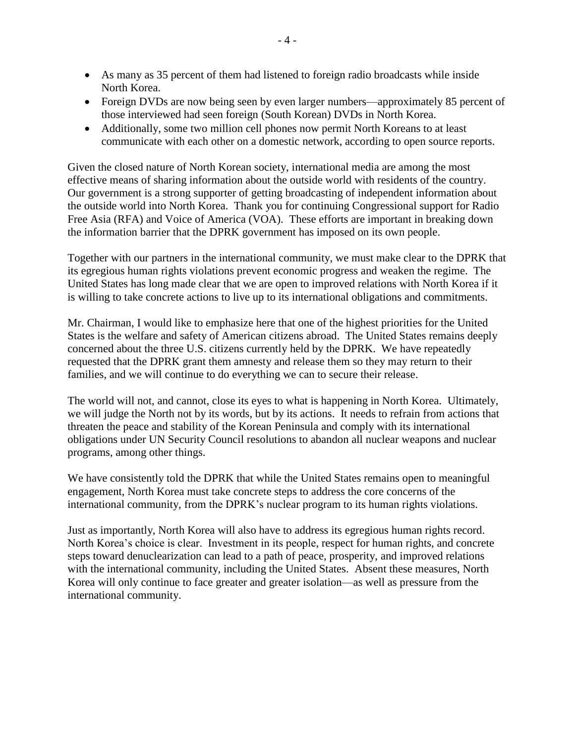- As many as 35 percent of them had listened to foreign radio broadcasts while inside North Korea.
- Foreign DVDs are now being seen by even larger numbers—approximately 85 percent of those interviewed had seen foreign (South Korean) DVDs in North Korea.
- Additionally, some two million cell phones now permit North Koreans to at least communicate with each other on a domestic network, according to open source reports.

Given the closed nature of North Korean society, international media are among the most effective means of sharing information about the outside world with residents of the country. Our government is a strong supporter of getting broadcasting of independent information about the outside world into North Korea. Thank you for continuing Congressional support for Radio Free Asia (RFA) and Voice of America (VOA). These efforts are important in breaking down the information barrier that the DPRK government has imposed on its own people.

Together with our partners in the international community, we must make clear to the DPRK that its egregious human rights violations prevent economic progress and weaken the regime. The United States has long made clear that we are open to improved relations with North Korea if it is willing to take concrete actions to live up to its international obligations and commitments.

Mr. Chairman, I would like to emphasize here that one of the highest priorities for the United States is the welfare and safety of American citizens abroad. The United States remains deeply concerned about the three U.S. citizens currently held by the DPRK. We have repeatedly requested that the DPRK grant them amnesty and release them so they may return to their families, and we will continue to do everything we can to secure their release.

The world will not, and cannot, close its eyes to what is happening in North Korea. Ultimately, we will judge the North not by its words, but by its actions. It needs to refrain from actions that threaten the peace and stability of the Korean Peninsula and comply with its international obligations under UN Security Council resolutions to abandon all nuclear weapons and nuclear programs, among other things.

We have consistently told the DPRK that while the United States remains open to meaningful engagement, North Korea must take concrete steps to address the core concerns of the international community, from the DPRK's nuclear program to its human rights violations.

Just as importantly, North Korea will also have to address its egregious human rights record. North Korea's choice is clear. Investment in its people, respect for human rights, and concrete steps toward denuclearization can lead to a path of peace, prosperity, and improved relations with the international community, including the United States. Absent these measures, North Korea will only continue to face greater and greater isolation—as well as pressure from the international community.